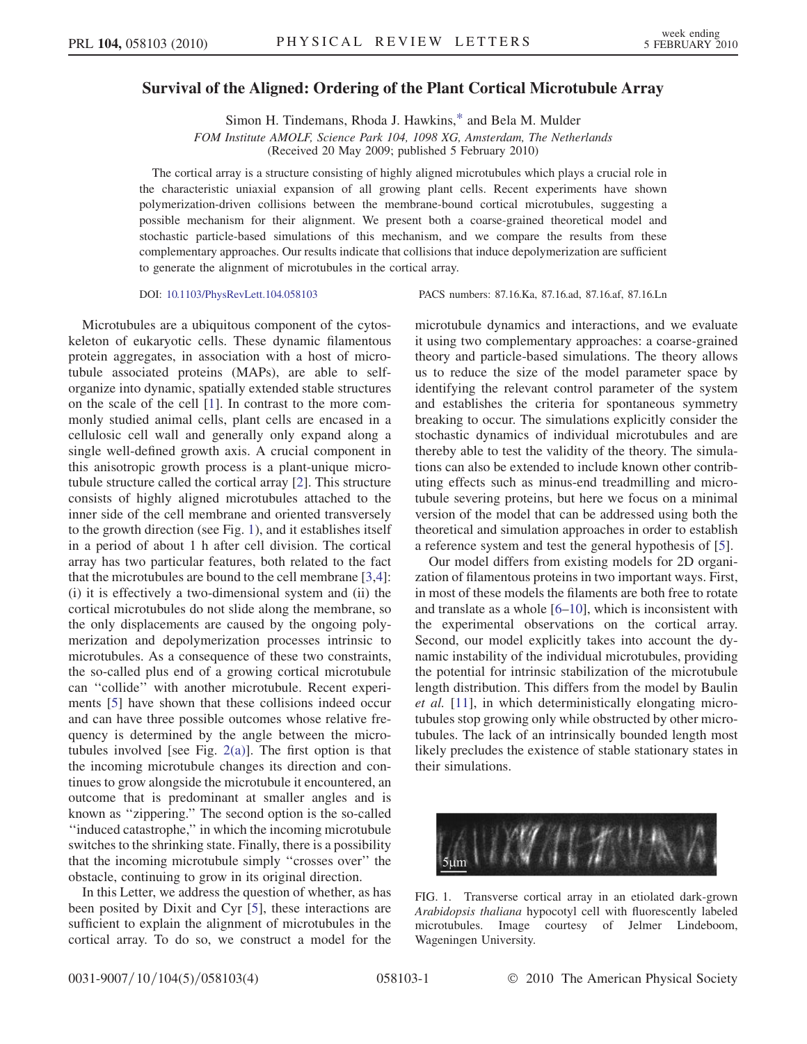# Survival of the Aligned: Ordering of the Plant Cortical Microtubule Array

Simon H. Tindemans, Rhoda J. Hawkins,* and Bela M. Mulder

*FOM Institute AMOLF, Science Park 104, 1098 XG, Amsterdam, The Netherlands*
(Received 20 May 2009; published 5 February 2010)

The cortical array is a structure consisting of highly aligned microtubules which plays a crucial role in the characteristic uniaxial expansion of all growing plant cells. Recent experiments have shown polymerization-driven collisions between the membrane-bound cortical microtubules, suggesting a possible mechanism for their alignment. We present both a coarse-grained theoretical model and stochastic particle-based simulations of this mechanism, and we compare the results from these complementary approaches. Our results indicate that collisions that induce depolymerization are sufficient to generate the alignment of microtubules in the cortical array.

DOI: 10.1103/PhysRevLett.104.058103 PACS numbers: 87.16.Ka, 87.16.ad, 87.16.af, 87.16.Ln

Microtubules are a ubiquitous component of the cytoskeleton of eukaryotic cells. These dynamic filamentous protein aggregates, in association with a host of microtubule associated proteins (MAPs), are able to self-organize into dynamic, spatially extended stable structures on the scale of the cell [1]. In contrast to the more commonly studied animal cells, plant cells are encased in a cellulosic cell wall and generally only expand along a single well-defined growth axis. A crucial component in this anisotropic growth process is a plant-unique microtubule structure called the cortical array [2]. This structure consists of highly aligned microtubules attached to the inner side of the cell membrane and oriented transversely to the growth direction (see Fig. 1), and it establishes itself in a period of about 1 h after cell division. The cortical array has two particular features, both related to the fact that the microtubules are bound to the cell membrane [3,4]: (i) it is effectively a two-dimensional system and (ii) the cortical microtubules do not slide along the membrane, so the only displacements are caused by the ongoing polymerization and depolymerization processes intrinsic to microtubules. As a consequence of these two constraints, the so-called plus end of a growing cortical microtubule can ''collide'' with another microtubule. Recent experiments [5] have shown that these collisions indeed occur and can have three possible outcomes whose relative frequency is determined by the angle between the microtubules involved [see Fig. 2(a)]. The first option is that the incoming microtubule changes its direction and continues to grow alongside the microtubule it encountered, an outcome that is predominant at smaller angles and is known as ''zippering.'' The second option is the so-called ''induced catastrophe,'' in which the incoming microtubule switches to the shrinking state. Finally, there is a possibility that the incoming microtubule simply ''crosses over'' the obstacle, continuing to grow in its original direction.

In this Letter, we address the question of whether, as has been posited by Dixit and Cyr [5], these interactions are sufficient to explain the alignment of microtubules in the cortical array. To do so, we construct a model for the microtubule dynamics and interactions, and we evaluate it using two complementary approaches: a coarse-grained theory and particle-based simulations. The theory allows us to reduce the size of the model parameter space by identifying the relevant control parameter of the system and establishes the criteria for spontaneous symmetry breaking to occur. The simulations explicitly consider the stochastic dynamics of individual microtubules and are thereby able to test the validity of the theory. The simulations can also be extended to include known other contributing effects such as minus-end treadmilling and microtubule severing proteins, but here we focus on a minimal version of the model that can be addressed using both the theoretical and simulation approaches in order to establish a reference system and test the general hypothesis of [5].

Our model differs from existing models for 2D organization of filamentous proteins in two important ways. First, in most of these models the filaments are both free to rotate and translate as a whole [6–10], which is inconsistent with the experimental observations on the cortical array. Second, our model explicitly takes into account the dynamic instability of the individual microtubules, providing the potential for intrinsic stabilization of the microtubule length distribution. This differs from the model by Baulin *et al.* [11], in which deterministically elongating microtubules stop growing only while obstructed by other microtubules. The lack of an intrinsically bounded length most likely precludes the existence of stable stationary states in their simulations.

FIG. 1. Transverse cortical array in an etiolated dark-grown *Arabidopsis thaliana* hypocotyl cell with fluorescently labeled microtubules. Image courtesy of Jelmer Lindeboom, Wageningen University.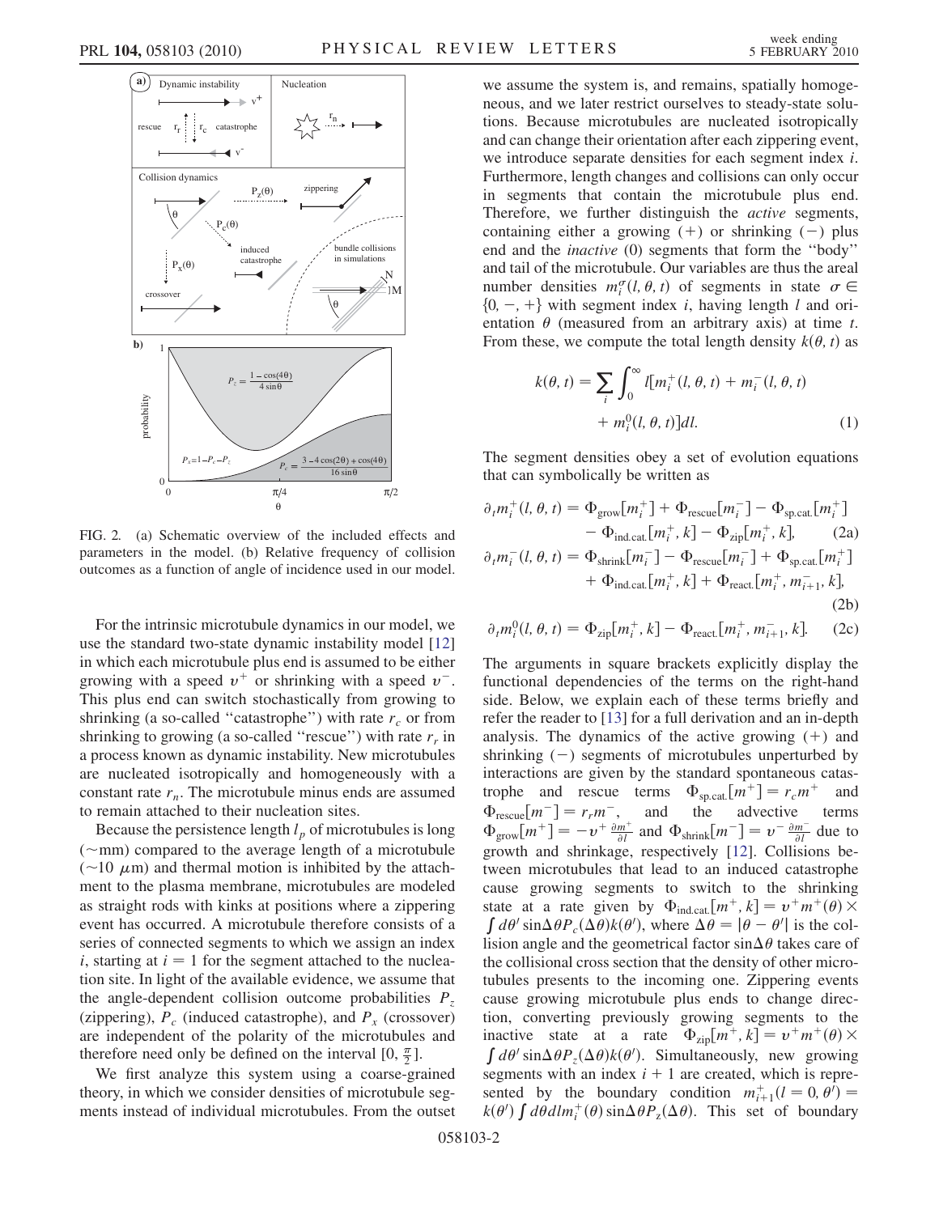FIG. 2. (a) Schematic overview of the included effects and parameters in the model. (b) Relative frequency of collision outcomes as a function of angle of incidence used in our model.

For the intrinsic microtubule dynamics in our model, we use the standard two-state dynamic instability model [12] in which each microtubule plus end is assumed to be either growing with a speed $v^+$ or shrinking with a speed $v^-$. This plus end can switch stochastically from growing to shrinking (a so-called "catastrophe") with rate $r_c$ or from shrinking to growing (a so-called "rescue") with rate $r_r$ in a process known as dynamic instability. New microtubules are nucleated isotropically and homogeneously with a constant rate $r_n$. The microtubule minus ends are assumed to remain attached to their nucleation sites.

Because the persistence length $l_p$ of microtubules is long (~mm) compared to the average length of a microtubule (~10 μm) and thermal motion is inhibited by the attachment to the plasma membrane, microtubules are modeled as straight rods with kinks at positions where a zippering event has occurred. A microtubule therefore consists of a series of connected segments to which we assign an index $i$, starting at $i = 1$ for the segment attached to the nucleation site. In light of the available evidence, we assume that the angle-dependent collision outcome probabilities $P_z$ (zippering), $P_c$ (induced catastrophe), and $P_x$ (crossover) are independent of the polarity of the microtubules and therefore need only be defined on the interval $[0, \frac{\pi}{2}]$.

We first analyze this system using a coarse-grained theory, in which we consider densities of microtubule segments instead of individual microtubules. From the outset we assume the system is, and remains, spatially homogeneous, and we later restrict ourselves to steady-state solutions. Because microtubules are nucleated isotropically and can change their orientation after each zippering event, we introduce separate densities for each segment index $i$. Furthermore, length changes and collisions can only occur in segments that contain the microtubule plus end. Therefore, we further distinguish the *active* segments, containing either a growing (+) or shrinking (−) plus end and the *inactive* (0) segments that form the "body" and tail of the microtubule. Our variables are thus the areal number densities $m_i^\sigma(l, \theta, t)$ of segments in state $\sigma \in \{0, -, +\}$ with segment index $i$, having length $l$ and orientation $\theta$ (measured from an arbitrary axis) at time $t$. From these, we compute the total length density $k(\theta, t)$ as

$$k(\theta, t) = \sum_i \int_0^\infty l[m_i^+(l, \theta, t) + m_i^-(l, \theta, t) + m_i^0(l, \theta, t)]dl. \tag{1}$$

The segment densities obey a set of evolution equations that can symbolically be written as

$$\partial_t m_i^+(l, \theta, t) = \Phi_{\text{grow}}[m_i^+] + \Phi_{\text{rescue}}[m_i^-] - \Phi_{\text{sp.cat.}}[m_i^+] - \Phi_{\text{ind.cat.}}[m_i^+, k] - \Phi_{\text{zip}}[m_i^+, k], \tag{2a}$$

$$\partial_t m_i^-(l, \theta, t) = \Phi_{\text{shrink}}[m_i^-] - \Phi_{\text{rescue}}[m_i^-] + \Phi_{\text{sp.cat.}}[m_i^+] + \Phi_{\text{ind.cat.}}[m_i^+, k] + \Phi_{\text{react.}}[m_i^+, m_{i+1}^-, k], \tag{2b}$$

$$\partial_t m_i^0(l, \theta, t) = \Phi_{\text{zip}}[m_i^+, k] - \Phi_{\text{react.}}[m_i^+, m_{i+1}^-, k]. \tag{2c}$$

The arguments in square brackets explicitly display the functional dependencies of the terms on the right-hand side. Below, we explain each of these terms briefly and refer the reader to [13] for a full derivation and an in-depth analysis. The dynamics of the active growing (+) and shrinking (−) segments of microtubules unperturbed by interactions are given by the standard spontaneous catastrophe and rescue terms $\Phi_{\text{sp.cat.}}[m^+] = r_c m^+$ and $\Phi_{\text{rescue}}[m^-] = r_r m^-$, and the advective terms $\Phi_{\text{grow}}[m^+] = -v^+ \frac{\partial m^+}{\partial l}$ and $\Phi_{\text{shrink}}[m^-] = v^- \frac{\partial m^-}{\partial l}$ due to growth and shrinkage, respectively [12]. Collisions between microtubules that lead to an induced catastrophe cause growing segments to switch to the shrinking state at a rate given by $\Phi_{\text{ind.cat.}}[m^+, k] = v^+ m^+(\theta) \times \int d\theta' \sin\Delta\theta P_c(\Delta\theta) k(\theta')$, where $\Delta\theta = |\theta - \theta'|$ is the collision angle and the geometrical factor $\sin\Delta\theta$ takes care of the collisional cross section that the density of other microtubules presents to the incoming one. Zippering events cause growing microtubule plus ends to change direction, converting previously growing segments to the inactive state at a rate $\Phi_{\text{zip}}[m^+, k] = v^+ m^+(\theta) \times \int d\theta' \sin\Delta\theta P_z(\Delta\theta) k(\theta')$. Simultaneously, new growing segments with an index $i + 1$ are created, which is represented by the boundary condition $m_{i+1}^+(l = 0, \theta') = k(\theta') \int d\theta dl m_i^+(\theta) \sin\Delta\theta P_z(\Delta\theta)$. This set of boundary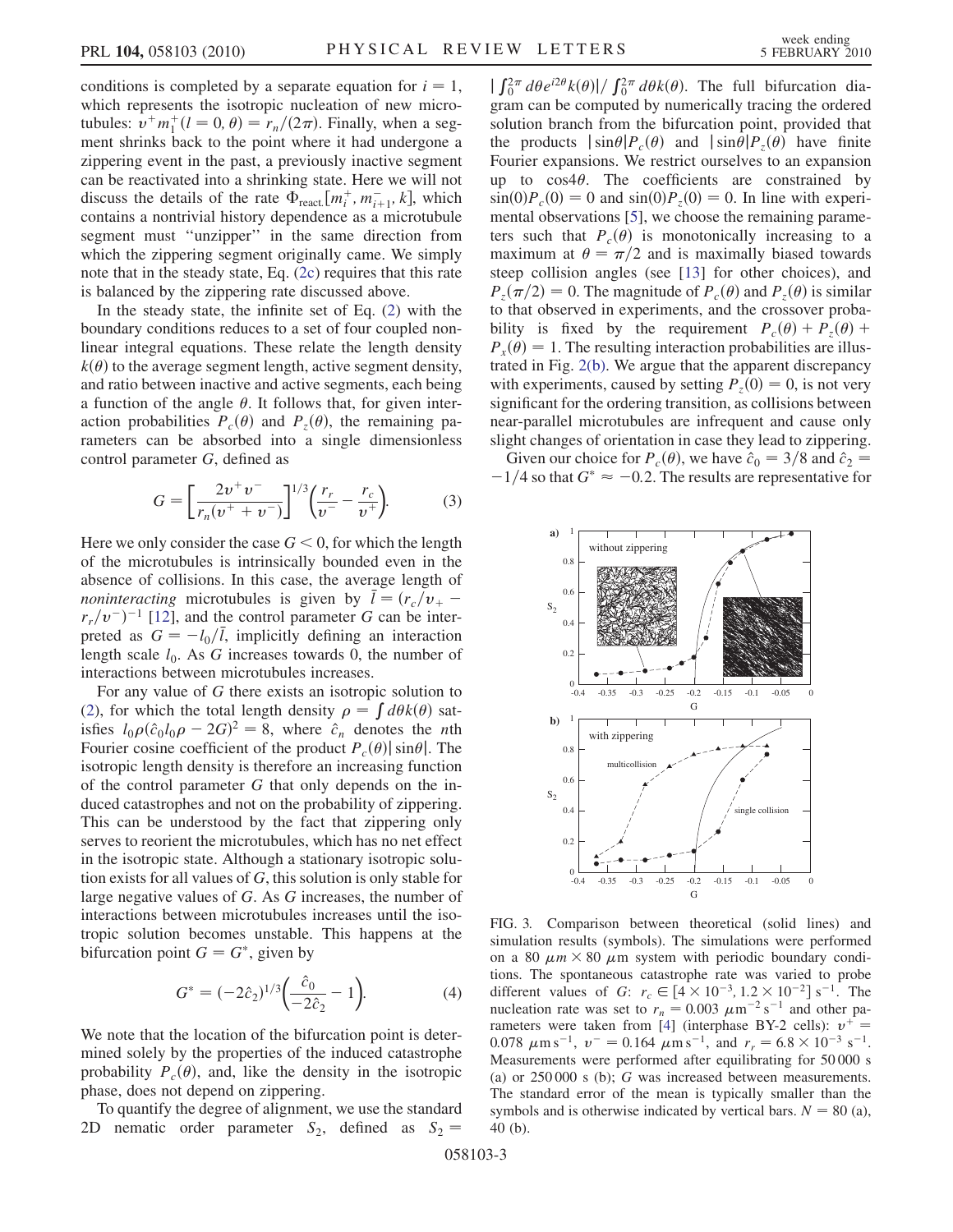conditions is completed by a separate equation for $i = 1$, which represents the isotropic nucleation of new microtubules: $v^+ m_1^+(l = 0, \theta) = r_n/(2\pi)$. Finally, when a segment shrinks back to the point where it had undergone a zippering event in the past, a previously inactive segment can be reactivated into a shrinking state. Here we will not discuss the details of the rate $\Phi_{\text{react}}[m_i^+, m_{i+1}^-, k]$, which contains a nontrivial history dependence as a microtubule segment must "unzipper" in the same direction from which the zippering segment originally came. We simply note that in the steady state, Eq. (2c) requires that this rate is balanced by the zippering rate discussed above.

In the steady state, the infinite set of Eq. (2) with the boundary conditions reduces to a set of four coupled nonlinear integral equations. These relate the length density $k(\theta)$ to the average segment length, active segment density, and ratio between inactive and active segments, each being a function of the angle $\theta$. It follows that, for given interaction probabilities $P_c(\theta)$ and $P_z(\theta)$, the remaining parameters can be absorbed into a single dimensionless control parameter $G$, defined as

$$G = \left[\frac{2v^+ v^-}{r_n(v^+ + v^-)}\right]^{1/3}\left(\frac{r_r}{v^-} - \frac{r_c}{v^+}\right). \tag{3}$$

Here we only consider the case $G < 0$, for which the length of the microtubules is intrinsically bounded even in the absence of collisions. In this case, the average length of *noninteracting* microtubules is given by $\bar{l} = (r_c/v_+ - r_r/v^-)^{-1}$ [12], and the control parameter $G$ can be interpreted as $G = -l_0/\bar{l}$, implicitly defining an interaction length scale $l_0$. As $G$ increases towards 0, the number of interactions between microtubules increases.

For any value of $G$ there exists an isotropic solution to (2), for which the total length density $\rho = \int d\theta k(\theta)$ satisfies $l_0\rho(\hat{c}_0 l_0 \rho - 2G)^2 = 8$, where $\hat{c}_n$ denotes the $n$th Fourier cosine coefficient of the product $P_c(\theta)|\sin\theta|$. The isotropic length density is therefore an increasing function of the control parameter $G$ that only depends on the induced catastrophes and not on the probability of zippering. This can be understood by the fact that zippering only serves to reorient the microtubules, which has no net effect in the isotropic state. Although a stationary isotropic solution exists for all values of $G$, this solution is only stable for large negative values of $G$. As $G$ increases, the number of interactions between microtubules increases until the isotropic solution becomes unstable. This happens at the bifurcation point $G = G^*$, given by

$$G^* = (-2\hat{c}_2)^{1/3}\left(\frac{\hat{c}_0}{-2\hat{c}_2} - 1\right). \tag{4}$$

We note that the location of the bifurcation point is determined solely by the properties of the induced catastrophe probability $P_c(\theta)$, and, like the density in the isotropic phase, does not depend on zippering.

To quantify the degree of alignment, we use the standard 2D nematic order parameter $S_2$, defined as $S_2 = |\int_0^{2\pi} d\theta e^{i2\theta}k(\theta)|/\int_0^{2\pi} d\theta k(\theta)$. The full bifurcation diagram can be computed by numerically tracing the ordered solution branch from the bifurcation point, provided that the products $|\sin\theta| P_c(\theta)$ and $|\sin\theta| P_z(\theta)$ have finite Fourier expansions. We restrict ourselves to an expansion up to $\cos 4\theta$. The coefficients are constrained by $\sin(0)P_c(0) = 0$ and $\sin(0)P_z(0) = 0$. In line with experimental observations [5], we choose the remaining parameters such that $P_c(\theta)$ is monotonically increasing to a maximum at $\theta = \pi/2$ and is maximally biased towards steep collision angles (see [13] for other choices), and $P_z(\pi/2) = 0$. The magnitude of $P_c(\theta)$ and $P_z(\theta)$ is similar to that observed in experiments, and the crossover probability is fixed by the requirement $P_c(\theta) + P_z(\theta) + P_x(\theta) = 1$. The resulting interaction probabilities are illustrated in Fig. 2(b). We argue that the apparent discrepancy with experiments, caused by setting $P_z(0) = 0$, is not very significant for the ordering transition, as collisions between near-parallel microtubules are infrequent and cause only slight changes of orientation in case they lead to zippering.

Given our choice for $P_c(\theta)$, we have $\hat{c}_0 = 3/8$ and $\hat{c}_2 = -1/4$ so that $G^* \approx -0.2$. The results are representative for

FIG. 3. Comparison between theoretical (solid lines) and simulation results (symbols). The simulations were performed on a 80 $\mu m \times 80$ $\mu m$ system with periodic boundary conditions. The spontaneous catastrophe rate was varied to probe different values of $G$: $r_c \in [4 \times 10^{-3}, 1.2 \times 10^{-2}]$ s$^{-1}$. The nucleation rate was set to $r_n = 0.003$ $\mu$m$^{-2}$ s$^{-1}$ and other parameters were taken from [4] (interphase BY-2 cells): $v^+ = 0.078$ $\mu$m s$^{-1}$, $v^- = 0.164$ $\mu$m s$^{-1}$, and $r_r = 6.8 \times 10^{-3}$ s$^{-1}$. Measurements were performed after equilibrating for 50 000 s (a) or 250 000 s (b); $G$ was increased between measurements. The standard error of the mean is typically smaller than the symbols and is otherwise indicated by vertical bars. $N = 80$ (a), 40 (b).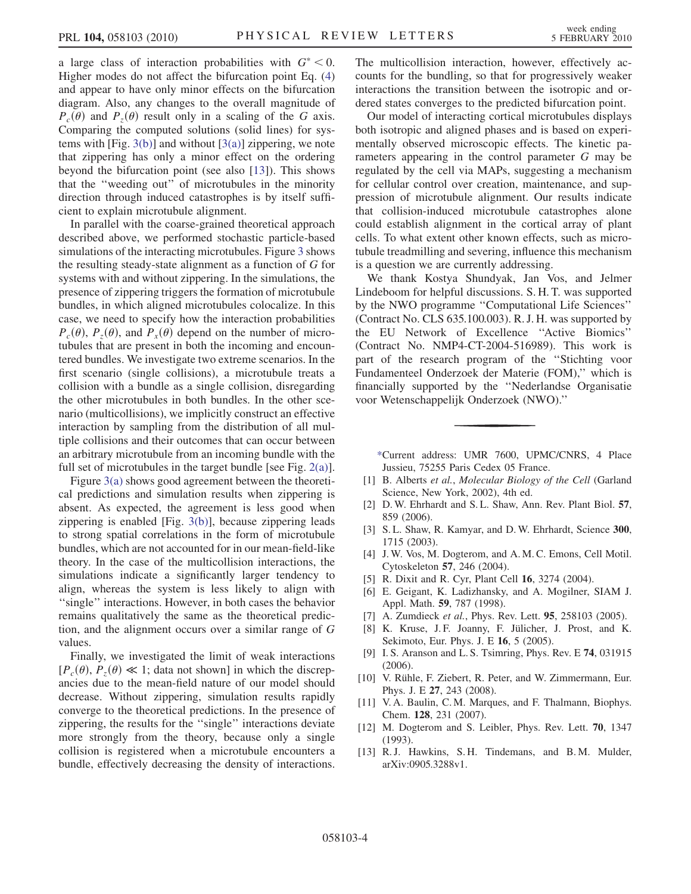a large class of interaction probabilities with $G^* < 0$. Higher modes do not affect the bifurcation point Eq. (4) and appear to have only minor effects on the bifurcation diagram. Also, any changes to the overall magnitude of $P_c(\theta)$ and $P_z(\theta)$ result only in a scaling of the $G$ axis. Comparing the computed solutions (solid lines) for systems with [Fig. 3(b)] and without [3(a)] zippering, we note that zippering has only a minor effect on the ordering beyond the bifurcation point (see also [13]). This shows that the "weeding out" of microtubules in the minority direction through induced catastrophes is by itself sufficient to explain microtubule alignment.

In parallel with the coarse-grained theoretical approach described above, we performed stochastic particle-based simulations of the interacting microtubules. Figure 3 shows the resulting steady-state alignment as a function of $G$ for systems with and without zippering. In the simulations, the presence of zippering triggers the formation of microtubule bundles, in which aligned microtubules colocalize. In this case, we need to specify how the interaction probabilities $P_c(\theta)$, $P_z(\theta)$, and $P_x(\theta)$ depend on the number of microtubules that are present in both the incoming and encountered bundles. We investigate two extreme scenarios. In the first scenario (single collisions), a microtubule treats a collision with a bundle as a single collision, disregarding the other microtubules in both bundles. In the other scenario (multicollisions), we implicitly construct an effective interaction by sampling from the distribution of all multiple collisions and their outcomes that can occur between an arbitrary microtubule from an incoming bundle with the full set of microtubules in the target bundle [see Fig. 2(a)].

Figure 3(a) shows good agreement between the theoretical predictions and simulation results when zippering is absent. As expected, the agreement is less good when zippering is enabled [Fig. 3(b)], because zippering leads to strong spatial correlations in the form of microtubule bundles, which are not accounted for in our mean-field-like theory. In the case of the multicollision interactions, the simulations indicate a significantly larger tendency to align, whereas the system is less likely to align with "single" interactions. However, in both cases the behavior remains qualitatively the same as the theoretical prediction, and the alignment occurs over a similar range of $G$ values.

Finally, we investigated the limit of weak interactions [$P_c(\theta)$, $P_z(\theta) \ll 1$; data not shown] in which the discrepancies due to the mean-field nature of our model should decrease. Without zippering, simulation results rapidly converge to the theoretical predictions. In the presence of zippering, the results for the "single" interactions deviate more strongly from the theory, because only a single collision is registered when a microtubule encounters a bundle, effectively decreasing the density of interactions. The multicollision interaction, however, effectively accounts for the bundling, so that for progressively weaker interactions the transition between the isotropic and ordered states converges to the predicted bifurcation point.

Our model of interacting cortical microtubules displays both isotropic and aligned phases and is based on experimentally observed microscopic effects. The kinetic parameters appearing in the control parameter $G$ may be regulated by the cell via MAPs, suggesting a mechanism for cellular control over creation, maintenance, and suppression of microtubule alignment. Our results indicate that collision-induced microtubule catastrophes alone could establish alignment in the cortical array of plant cells. To what extent other known effects, such as microtubule treadmilling and severing, influence this mechanism is a question we are currently addressing.

We thank Kostya Shundyak, Jan Vos, and Jelmer Lindeboom for helpful discussions. S. H. T. was supported by the NWO programme "Computational Life Sciences" (Contract No. CLS 635.100.003). R. J. H. was supported by the EU Network of Excellence "Active Biomics" (Contract No. NMP4-CT-2004-516989). This work is part of the research program of the "Stichting voor Fundamenteel Onderzoek der Materie (FOM)," which is financially supported by the "Nederlandse Organisatie voor Wetenschappelijk Onderzoek (NWO)."

---

*Current address: UMR 7600, UPMC/CNRS, 4 Place Jussieu, 75255 Paris Cedex 05 France.

[1] B. Alberts *et al.*, *Molecular Biology of the Cell* (Garland Science, New York, 2002), 4th ed.

[2] D. W. Ehrhardt and S. L. Shaw, Ann. Rev. Plant Biol. **57**, 859 (2006).

[3] S. L. Shaw, R. Kamyar, and D. W. Ehrhardt, Science **300**, 1715 (2003).

[4] J. W. Vos, M. Dogterom, and A. M. C. Emons, Cell Motil. Cytoskeleton **57**, 246 (2004).

[5] R. Dixit and R. Cyr, Plant Cell **16**, 3274 (2004).

[6] E. Geigant, K. Ladizhansky, and A. Mogilner, SIAM J. Appl. Math. **59**, 787 (1998).

[7] A. Zumdieck *et al.*, Phys. Rev. Lett. **95**, 258103 (2005).

[8] K. Kruse, J. F. Joanny, F. Jülicher, J. Prost, and K. Sekimoto, Eur. Phys. J. E **16**, 5 (2005).

[9] I. S. Aranson and L. S. Tsimring, Phys. Rev. E **74**, 031915 (2006).

[10] V. Rühle, F. Ziebert, R. Peter, and W. Zimmermann, Eur. Phys. J. E **27**, 243 (2008).

[11] V. A. Baulin, C. M. Marques, and F. Thalmann, Biophys. Chem. **128**, 231 (2007).

[12] M. Dogterom and S. Leibler, Phys. Rev. Lett. **70**, 1347 (1993).

[13] R. J. Hawkins, S. H. Tindemans, and B. M. Mulder, arXiv:0905.3288v1.